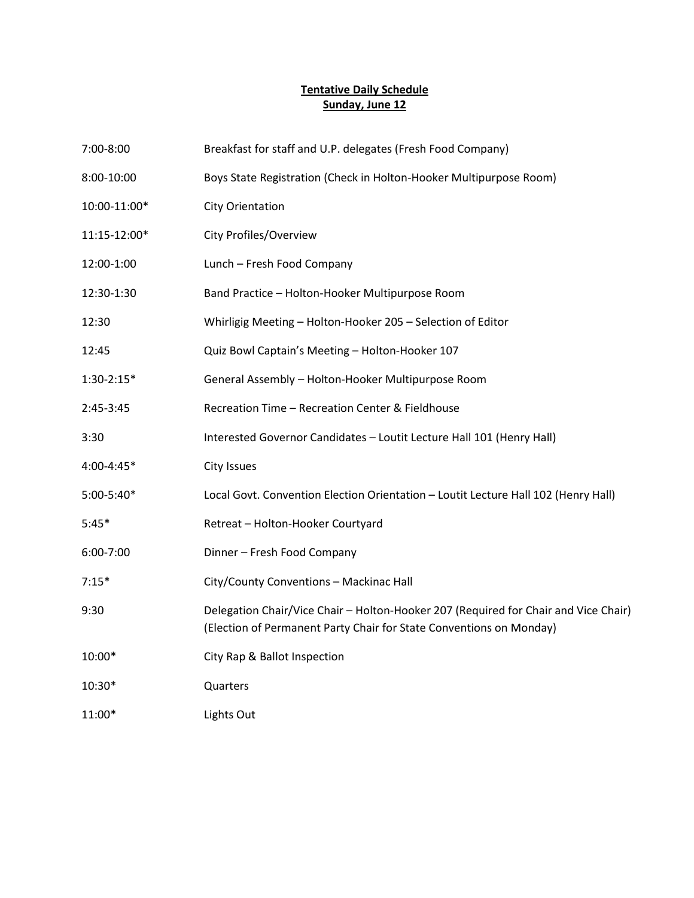# Tentative Daily Schedule
## Sunday, June 12

| | |
|---|---|
| 7:00-8:00 | Breakfast for staff and U.P. delegates (Fresh Food Company) |
| 8:00-10:00 | Boys State Registration (Check in Holton-Hooker Multipurpose Room) |
| 10:00-11:00* | City Orientation |
| 11:15-12:00* | City Profiles/Overview |
| 12:00-1:00 | Lunch – Fresh Food Company |
| 12:30-1:30 | Band Practice – Holton-Hooker Multipurpose Room |
| 12:30 | Whirligig Meeting – Holton-Hooker 205 – Selection of Editor |
| 12:45 | Quiz Bowl Captain's Meeting – Holton-Hooker 107 |
| 1:30-2:15* | General Assembly – Holton-Hooker Multipurpose Room |
| 2:45-3:45 | Recreation Time – Recreation Center & Fieldhouse |
| 3:30 | Interested Governor Candidates – Loutit Lecture Hall 101 (Henry Hall) |
| 4:00-4:45* | City Issues |
| 5:00-5:40* | Local Govt. Convention Election Orientation – Loutit Lecture Hall 102 (Henry Hall) |
| 5:45* | Retreat – Holton-Hooker Courtyard |
| 6:00-7:00 | Dinner – Fresh Food Company |
| 7:15* | City/County Conventions – Mackinac Hall |
| 9:30 | Delegation Chair/Vice Chair – Holton-Hooker 207 (Required for Chair and Vice Chair) (Election of Permanent Party Chair for State Conventions on Monday) |
| 10:00* | City Rap & Ballot Inspection |
| 10:30* | Quarters |
| 11:00* | Lights Out |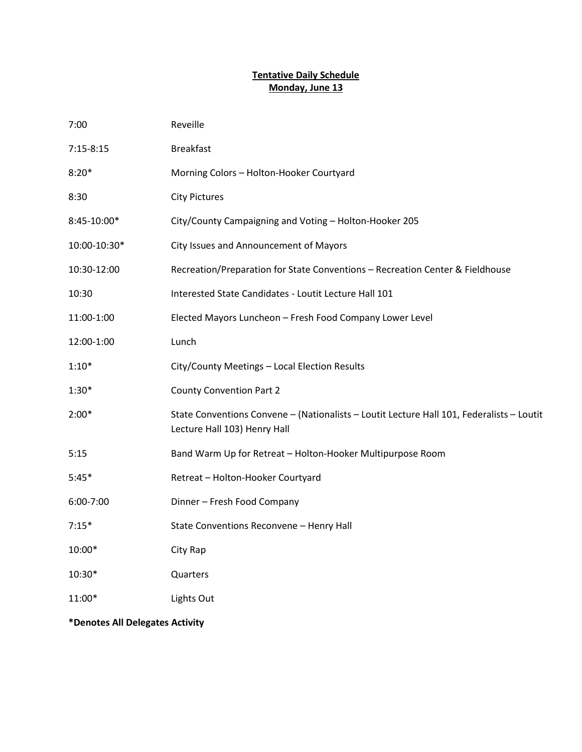## **Tentative Daily Schedule**
## **Monday, June 13**

| Time | Activity |
|---|---|
| 7:00 | Reveille |
| 7:15-8:15 | Breakfast |
| 8:20* | Morning Colors – Holton-Hooker Courtyard |
| 8:30 | City Pictures |
| 8:45-10:00* | City/County Campaigning and Voting – Holton-Hooker 205 |
| 10:00-10:30* | City Issues and Announcement of Mayors |
| 10:30-12:00 | Recreation/Preparation for State Conventions – Recreation Center & Fieldhouse |
| 10:30 | Interested State Candidates - Loutit Lecture Hall 101 |
| 11:00-1:00 | Elected Mayors Luncheon – Fresh Food Company Lower Level |
| 12:00-1:00 | Lunch |
| 1:10* | City/County Meetings – Local Election Results |
| 1:30* | County Convention Part 2 |
| 2:00* | State Conventions Convene – (Nationalists – Loutit Lecture Hall 101, Federalists – Loutit Lecture Hall 103) Henry Hall |
| 5:15 | Band Warm Up for Retreat – Holton-Hooker Multipurpose Room |
| 5:45* | Retreat – Holton-Hooker Courtyard |
| 6:00-7:00 | Dinner – Fresh Food Company |
| 7:15* | State Conventions Reconvene – Henry Hall |
| 10:00* | City Rap |
| 10:30* | Quarters |
| 11:00* | Lights Out |

**\*Denotes All Delegates Activity**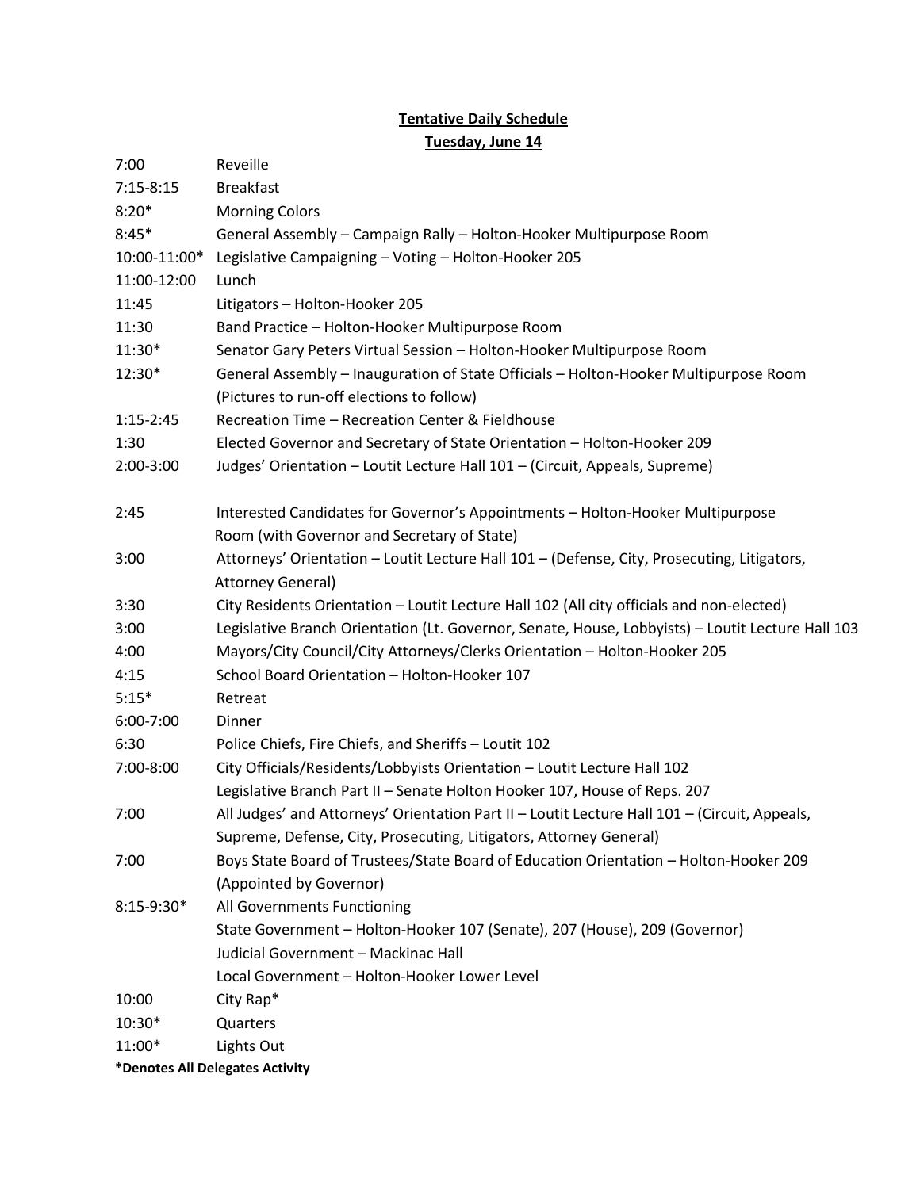**Tentative Daily Schedule**

**Tuesday, June 14**

| | |
|---|---|
| 7:00 | Reveille |
| 7:15-8:15 | Breakfast |
| 8:20* | Morning Colors |
| 8:45* | General Assembly – Campaign Rally – Holton-Hooker Multipurpose Room |
| 10:00-11:00* | Legislative Campaigning – Voting – Holton-Hooker 205 |
| 11:00-12:00 | Lunch |
| 11:45 | Litigators – Holton-Hooker 205 |
| 11:30 | Band Practice – Holton-Hooker Multipurpose Room |
| 11:30* | Senator Gary Peters Virtual Session – Holton-Hooker Multipurpose Room |
| 12:30* | General Assembly – Inauguration of State Officials – Holton-Hooker Multipurpose Room (Pictures to run-off elections to follow) |
| 1:15-2:45 | Recreation Time – Recreation Center & Fieldhouse |
| 1:30 | Elected Governor and Secretary of State Orientation – Holton-Hooker 209 |
| 2:00-3:00 | Judges' Orientation – Loutit Lecture Hall 101 – (Circuit, Appeals, Supreme) |
| 2:45 | Interested Candidates for Governor's Appointments – Holton-Hooker Multipurpose Room (with Governor and Secretary of State) |
| 3:00 | Attorneys' Orientation – Loutit Lecture Hall 101 – (Defense, City, Prosecuting, Litigators, Attorney General) |
| 3:30 | City Residents Orientation – Loutit Lecture Hall 102 (All city officials and non-elected) |
| 3:00 | Legislative Branch Orientation (Lt. Governor, Senate, House, Lobbyists) – Loutit Lecture Hall 103 |
| 4:00 | Mayors/City Council/City Attorneys/Clerks Orientation – Holton-Hooker 205 |
| 4:15 | School Board Orientation – Holton-Hooker 107 |
| 5:15* | Retreat |
| 6:00-7:00 | Dinner |
| 6:30 | Police Chiefs, Fire Chiefs, and Sheriffs – Loutit 102 |
| 7:00-8:00 | City Officials/Residents/Lobbyists Orientation – Loutit Lecture Hall 102<br>Legislative Branch Part II – Senate Holton Hooker 107, House of Reps. 207 |
| 7:00 | All Judges' and Attorneys' Orientation Part II – Loutit Lecture Hall 101 – (Circuit, Appeals, Supreme, Defense, City, Prosecuting, Litigators, Attorney General) |
| 7:00 | Boys State Board of Trustees/State Board of Education Orientation – Holton-Hooker 209 (Appointed by Governor) |
| 8:15-9:30* | All Governments Functioning<br>State Government – Holton-Hooker 107 (Senate), 207 (House), 209 (Governor)<br>Judicial Government – Mackinac Hall<br>Local Government – Holton-Hooker Lower Level |
| 10:00 | City Rap* |
| 10:30* | Quarters |
| 11:00* | Lights Out |

***Denotes All Delegates Activity**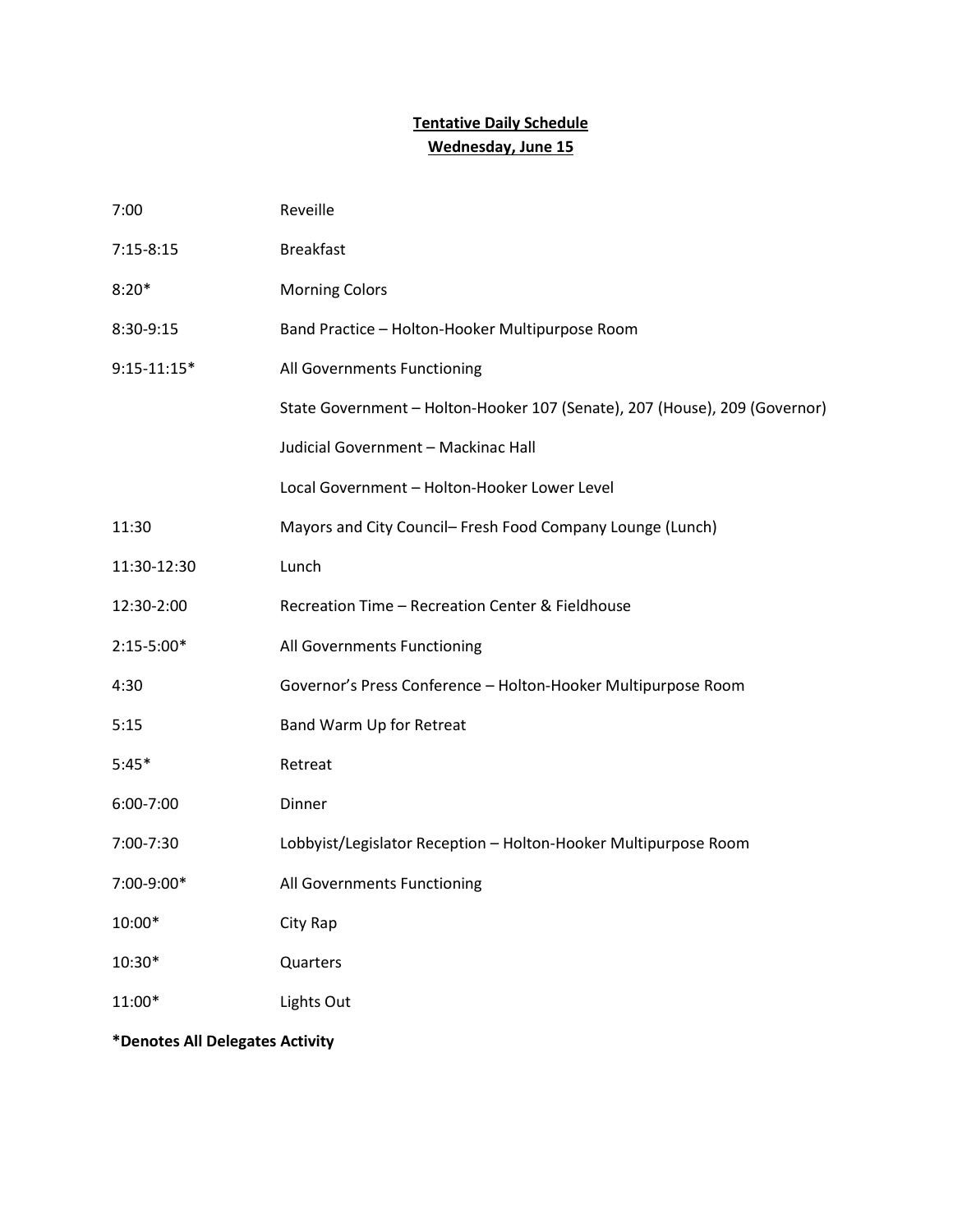## Tentative Daily Schedule
## Wednesday, June 15

| | |
|---|---|
| 7:00 | Reveille |
| 7:15-8:15 | Breakfast |
| 8:20* | Morning Colors |
| 8:30-9:15 | Band Practice – Holton-Hooker Multipurpose Room |
| 9:15-11:15* | All Governments Functioning |
| | State Government – Holton-Hooker 107 (Senate), 207 (House), 209 (Governor) |
| | Judicial Government – Mackinac Hall |
| | Local Government – Holton-Hooker Lower Level |
| 11:30 | Mayors and City Council– Fresh Food Company Lounge (Lunch) |
| 11:30-12:30 | Lunch |
| 12:30-2:00 | Recreation Time – Recreation Center & Fieldhouse |
| 2:15-5:00* | All Governments Functioning |
| 4:30 | Governor's Press Conference – Holton-Hooker Multipurpose Room |
| 5:15 | Band Warm Up for Retreat |
| 5:45* | Retreat |
| 6:00-7:00 | Dinner |
| 7:00-7:30 | Lobbyist/Legislator Reception – Holton-Hooker Multipurpose Room |
| 7:00-9:00* | All Governments Functioning |
| 10:00* | City Rap |
| 10:30* | Quarters |
| 11:00* | Lights Out |

**\*Denotes All Delegates Activity**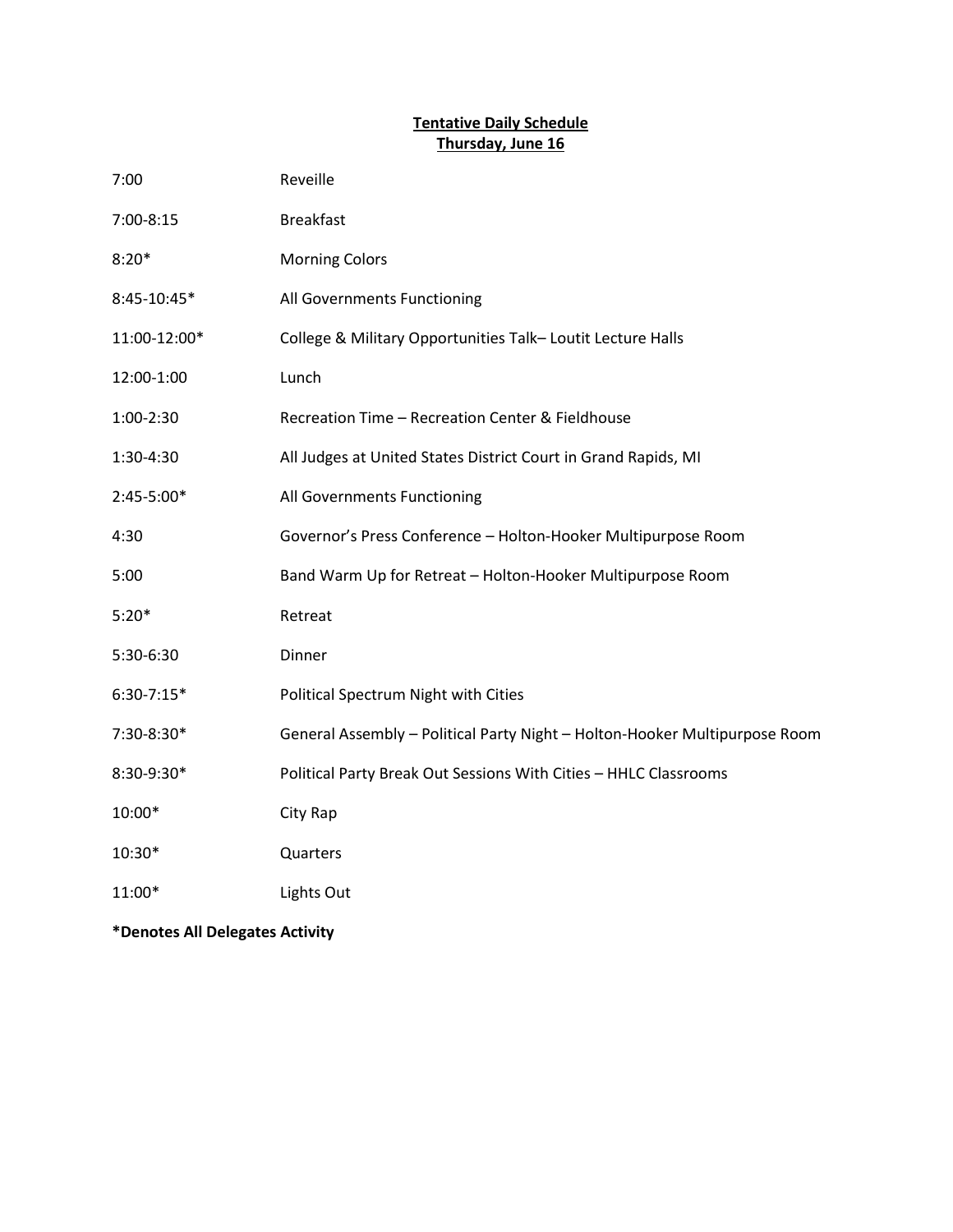**Tentative Daily Schedule**
**Thursday, June 16**

| | |
|---|---|
| 7:00 | Reveille |
| 7:00-8:15 | Breakfast |
| 8:20* | Morning Colors |
| 8:45-10:45* | All Governments Functioning |
| 11:00-12:00* | College & Military Opportunities Talk– Loutit Lecture Halls |
| 12:00-1:00 | Lunch |
| 1:00-2:30 | Recreation Time – Recreation Center & Fieldhouse |
| 1:30-4:30 | All Judges at United States District Court in Grand Rapids, MI |
| 2:45-5:00* | All Governments Functioning |
| 4:30 | Governor's Press Conference – Holton-Hooker Multipurpose Room |
| 5:00 | Band Warm Up for Retreat – Holton-Hooker Multipurpose Room |
| 5:20* | Retreat |
| 5:30-6:30 | Dinner |
| 6:30-7:15* | Political Spectrum Night with Cities |
| 7:30-8:30* | General Assembly – Political Party Night – Holton-Hooker Multipurpose Room |
| 8:30-9:30* | Political Party Break Out Sessions With Cities – HHLC Classrooms |
| 10:00* | City Rap |
| 10:30* | Quarters |
| 11:00* | Lights Out |

**\*Denotes All Delegates Activity**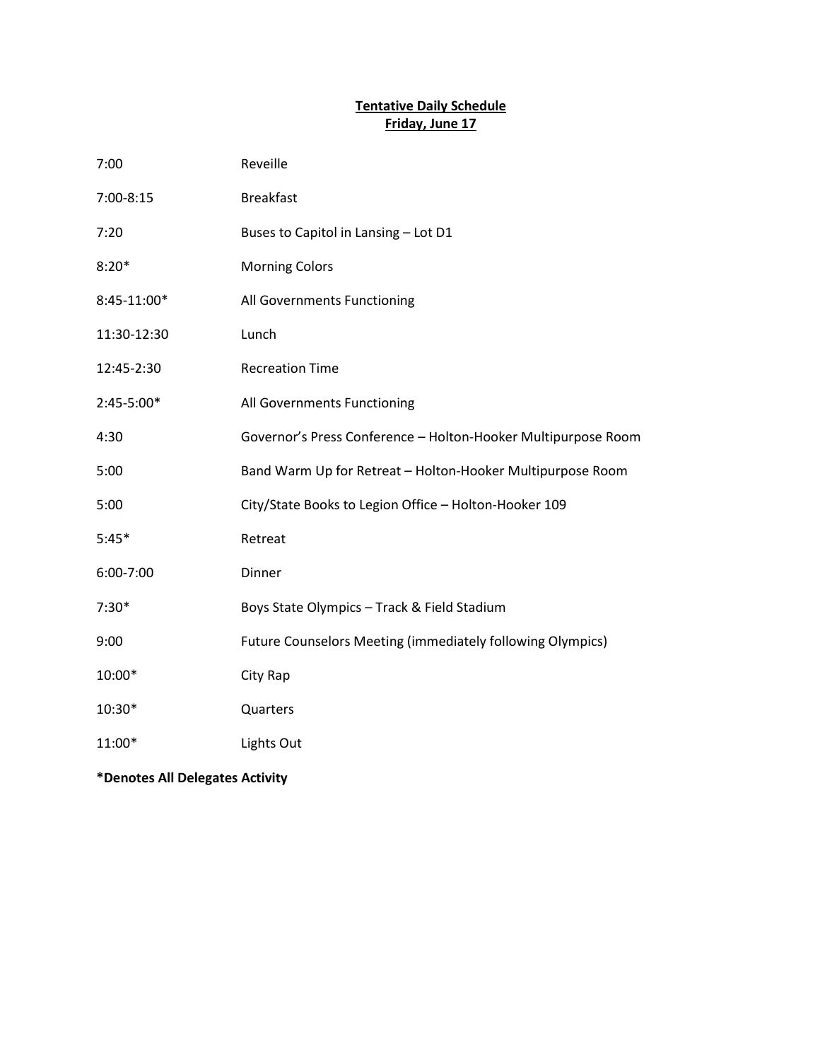**Tentative Daily Schedule**
**Friday, June 17**

| | |
|---|---|
| 7:00 | Reveille |
| 7:00-8:15 | Breakfast |
| 7:20 | Buses to Capitol in Lansing – Lot D1 |
| 8:20* | Morning Colors |
| 8:45-11:00* | All Governments Functioning |
| 11:30-12:30 | Lunch |
| 12:45-2:30 | Recreation Time |
| 2:45-5:00* | All Governments Functioning |
| 4:30 | Governor's Press Conference – Holton-Hooker Multipurpose Room |
| 5:00 | Band Warm Up for Retreat – Holton-Hooker Multipurpose Room |
| 5:00 | City/State Books to Legion Office – Holton-Hooker 109 |
| 5:45* | Retreat |
| 6:00-7:00 | Dinner |
| 7:30* | Boys State Olympics – Track & Field Stadium |
| 9:00 | Future Counselors Meeting (immediately following Olympics) |
| 10:00* | City Rap |
| 10:30* | Quarters |
| 11:00* | Lights Out |

**\*Denotes All Delegates Activity**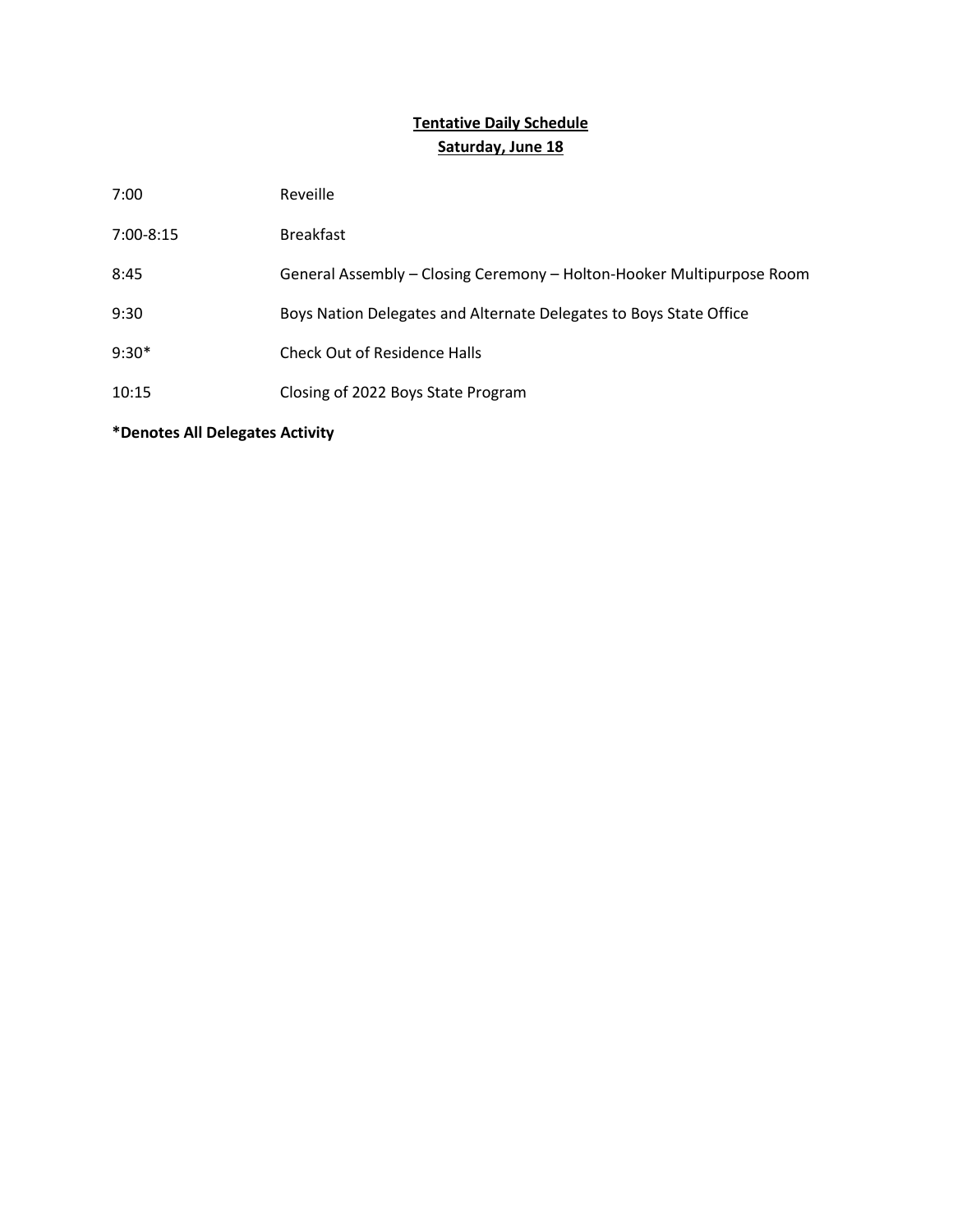**Tentative Daily Schedule**

**Saturday, June 18**

| | |
|---|---|
| 7:00 | Reveille |
| 7:00-8:15 | Breakfast |
| 8:45 | General Assembly – Closing Ceremony – Holton-Hooker Multipurpose Room |
| 9:30 | Boys Nation Delegates and Alternate Delegates to Boys State Office |
| 9:30* | Check Out of Residence Halls |
| 10:15 | Closing of 2022 Boys State Program |

**\*Denotes All Delegates Activity**